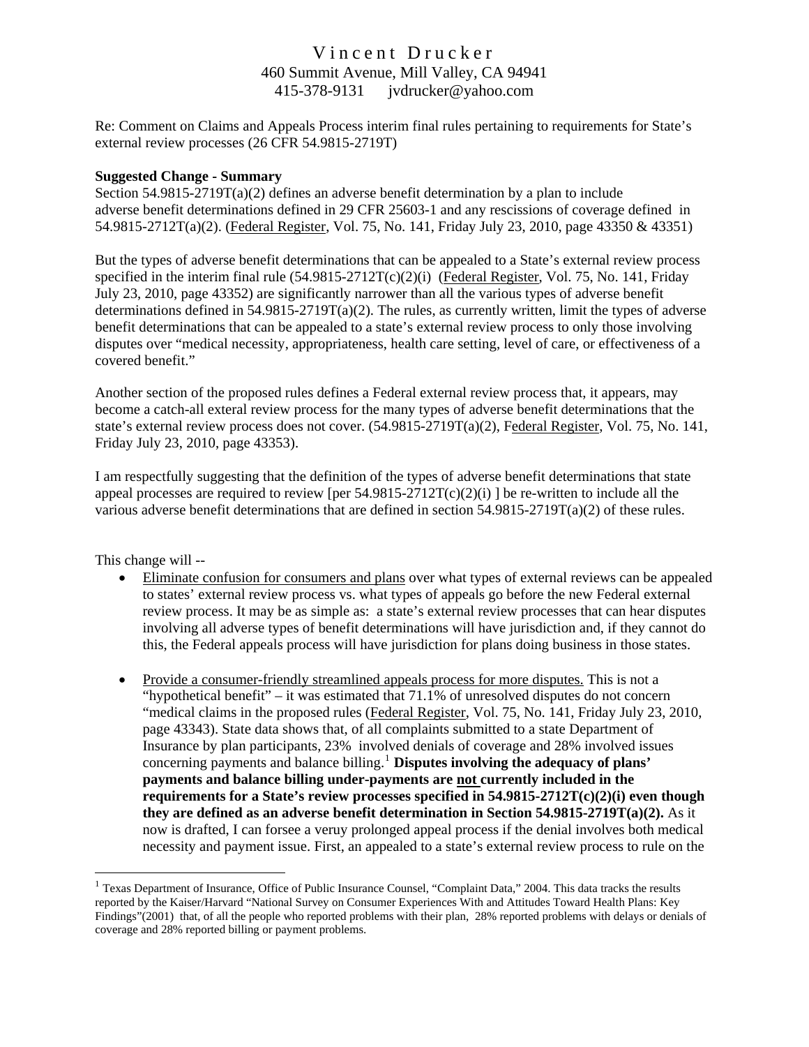# Vincent Drucker

460 Summit Avenue, Mill Valley, CA 94941
415-378-9131 jvdrucker@yahoo.com

Re: Comment on Claims and Appeals Process interim final rules pertaining to requirements for State's external review processes (26 CFR 54.9815-2719T)

**Suggested Change - Summary**

Section 54.9815-2719T(a)(2) defines an adverse benefit determination by a plan to include adverse benefit determinations defined in 29 CFR 25603-1 and any rescissions of coverage defined in 54.9815-2712T(a)(2). (Federal Register, Vol. 75, No. 141, Friday July 23, 2010, page 43350 & 43351)

But the types of adverse benefit determinations that can be appealed to a State's external review process specified in the interim final rule (54.9815-2712T(c)(2)(i) (Federal Register, Vol. 75, No. 141, Friday July 23, 2010, page 43352) are significantly narrower than all the various types of adverse benefit determinations defined in 54.9815-2719T(a)(2). The rules, as currently written, limit the types of adverse benefit determinations that can be appealed to a state's external review process to only those involving disputes over "medical necessity, appropriateness, health care setting, level of care, or effectiveness of a covered benefit."

Another section of the proposed rules defines a Federal external review process that, it appears, may become a catch-all exteral review process for the many types of adverse benefit determinations that the state's external review process does not cover. (54.9815-2719T(a)(2), Federal Register, Vol. 75, No. 141, Friday July 23, 2010, page 43353).

I am respectfully suggesting that the definition of the types of adverse benefit determinations that state appeal processes are required to review [per 54.9815-2712T(c)(2)(i) ] be re-written to include all the various adverse benefit determinations that are defined in section 54.9815-2719T(a)(2) of these rules.

This change will --

- Eliminate confusion for consumers and plans over what types of external reviews can be appealed to states' external review process vs. what types of appeals go before the new Federal external review process. It may be as simple as: a state's external review processes that can hear disputes involving all adverse types of benefit determinations will have jurisdiction and, if they cannot do this, the Federal appeals process will have jurisdiction for plans doing business in those states.
- Provide a consumer-friendly streamlined appeals process for more disputes. This is not a "hypothetical benefit" – it was estimated that 71.1% of unresolved disputes do not concern "medical claims in the proposed rules (Federal Register, Vol. 75, No. 141, Friday July 23, 2010, page 43343). State data shows that, of all complaints submitted to a state Department of Insurance by plan participants, 23% involved denials of coverage and 28% involved issues concerning payments and balance billing.[1] **Disputes involving the adequacy of plans' payments and balance billing under-payments are not currently included in the requirements for a State's review processes specified in 54.9815-2712T(c)(2)(i) even though they are defined as an adverse benefit determination in Section 54.9815-2719T(a)(2).** As it now is drafted, I can forsee a veruy prolonged appeal process if the denial involves both medical necessity and payment issue. First, an appealed to a state's external review process to rule on the

[1] Texas Department of Insurance, Office of Public Insurance Counsel, "Complaint Data," 2004. This data tracks the results reported by the Kaiser/Harvard "National Survey on Consumer Experiences With and Attitudes Toward Health Plans: Key Findings"(2001) that, of all the people who reported problems with their plan, 28% reported problems with delays or denials of coverage and 28% reported billing or payment problems.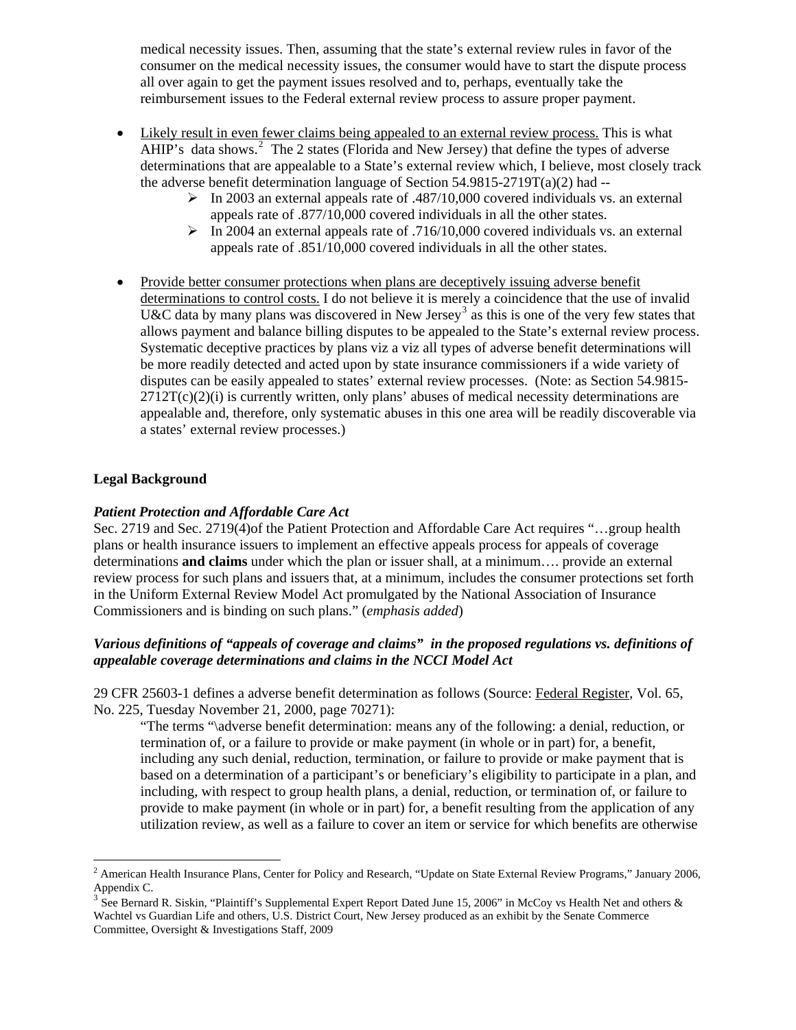medical necessity issues. Then, assuming that the state's external review rules in favor of the consumer on the medical necessity issues, the consumer would have to start the dispute process all over again to get the payment issues resolved and to, perhaps, eventually take the reimbursement issues to the Federal external review process to assure proper payment.

- Likely result in even fewer claims being appealed to an external review process. This is what AHIP's data shows.[2] The 2 states (Florida and New Jersey) that define the types of adverse determinations that are appealable to a State's external review which, I believe, most closely track the adverse benefit determination language of Section 54.9815-2719T(a)(2) had --
  - In 2003 an external appeals rate of .487/10,000 covered individuals vs. an external appeals rate of .877/10,000 covered individuals in all the other states.
  - In 2004 an external appeals rate of .716/10,000 covered individuals vs. an external appeals rate of .851/10,000 covered individuals in all the other states.

- Provide better consumer protections when plans are deceptively issuing adverse benefit determinations to control costs. I do not believe it is merely a coincidence that the use of invalid U&C data by many plans was discovered in New Jersey[3] as this is one of the very few states that allows payment and balance billing disputes to be appealed to the State's external review process. Systematic deceptive practices by plans viz a viz all types of adverse benefit determinations will be more readily detected and acted upon by state insurance commissioners if a wide variety of disputes can be easily appealed to states' external review processes. (Note: as Section 54.9815-2712T(c)(2)(i) is currently written, only plans' abuses of medical necessity determinations are appealable and, therefore, only systematic abuses in this one area will be readily discoverable via a states' external review processes.)

**Legal Background**

***Patient Protection and Affordable Care Act***

Sec. 2719 and Sec. 2719(4)of the Patient Protection and Affordable Care Act requires "…group health plans or health insurance issuers to implement an effective appeals process for appeals of coverage determinations **and claims** under which the plan or issuer shall, at a minimum…. provide an external review process for such plans and issuers that, at a minimum, includes the consumer protections set forth in the Uniform External Review Model Act promulgated by the National Association of Insurance Commissioners and is binding on such plans." (*emphasis added*)

***Various definitions of "appeals of coverage and claims" in the proposed regulations vs. definitions of appealable coverage determinations and claims in the NCCI Model Act***

29 CFR 25603-1 defines a adverse benefit determination as follows (Source: Federal Register, Vol. 65, No. 225, Tuesday November 21, 2000, page 70271):

> "The terms "\adverse benefit determination: means any of the following: a denial, reduction, or termination of, or a failure to provide or make payment (in whole or in part) for, a benefit, including any such denial, reduction, termination, or failure to provide or make payment that is based on a determination of a participant's or beneficiary's eligibility to participate in a plan, and including, with respect to group health plans, a denial, reduction, or termination of, or failure to provide to make payment (in whole or in part) for, a benefit resulting from the application of any utilization review, as well as a failure to cover an item or service for which benefits are otherwise

---

[2] American Health Insurance Plans, Center for Policy and Research, "Update on State External Review Programs," January 2006, Appendix C.

[3] See Bernard R. Siskin, "Plaintiff's Supplemental Expert Report Dated June 15, 2006" in McCoy vs Health Net and others & Wachtel vs Guardian Life and others, U.S. District Court, New Jersey produced as an exhibit by the Senate Commerce Committee, Oversight & Investigations Staff, 2009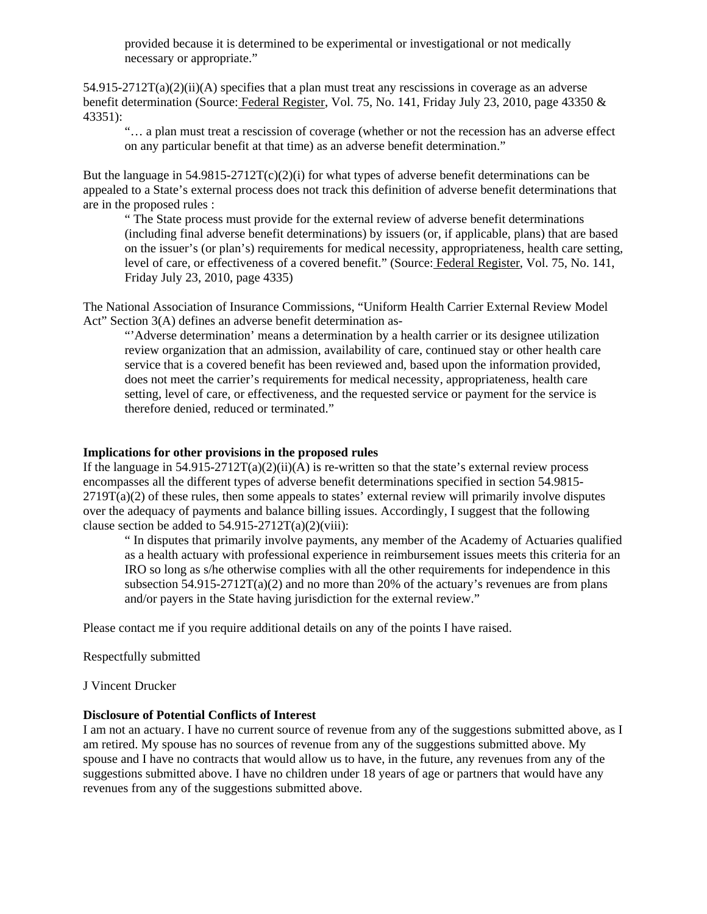provided because it is determined to be experimental or investigational or not medically necessary or appropriate."

54.915-2712T(a)(2)(ii)(A) specifies that a plan must treat any rescissions in coverage as an adverse benefit determination (Source: Federal Register, Vol. 75, No. 141, Friday July 23, 2010, page 43350 & 43351):

> "… a plan must treat a rescission of coverage (whether or not the recession has an adverse effect on any particular benefit at that time) as an adverse benefit determination."

But the language in 54.9815-2712T(c)(2)(i) for what types of adverse benefit determinations can be appealed to a State's external process does not track this definition of adverse benefit determinations that are in the proposed rules :

> " The State process must provide for the external review of adverse benefit determinations (including final adverse benefit determinations) by issuers (or, if applicable, plans) that are based on the issuer's (or plan's) requirements for medical necessity, appropriateness, health care setting, level of care, or effectiveness of a covered benefit." (Source: Federal Register, Vol. 75, No. 141, Friday July 23, 2010, page 4335)

The National Association of Insurance Commissions, "Uniform Health Carrier External Review Model Act" Section 3(A) defines an adverse benefit determination as-

> "'Adverse determination' means a determination by a health carrier or its designee utilization review organization that an admission, availability of care, continued stay or other health care service that is a covered benefit has been reviewed and, based upon the information provided, does not meet the carrier's requirements for medical necessity, appropriateness, health care setting, level of care, or effectiveness, and the requested service or payment for the service is therefore denied, reduced or terminated."

**Implications for other provisions in the proposed rules**

If the language in 54.915-2712T(a)(2)(ii)(A) is re-written so that the state's external review process encompasses all the different types of adverse benefit determinations specified in section 54.9815-2719T(a)(2) of these rules, then some appeals to states' external review will primarily involve disputes over the adequacy of payments and balance billing issues. Accordingly, I suggest that the following clause section be added to 54.915-2712T(a)(2)(viii):

> " In disputes that primarily involve payments, any member of the Academy of Actuaries qualified as a health actuary with professional experience in reimbursement issues meets this criteria for an IRO so long as s/he otherwise complies with all the other requirements for independence in this subsection 54.915-2712T(a)(2) and no more than 20% of the actuary's revenues are from plans and/or payers in the State having jurisdiction for the external review."

Please contact me if you require additional details on any of the points I have raised.

Respectfully submitted

J Vincent Drucker

**Disclosure of Potential Conflicts of Interest**

I am not an actuary. I have no current source of revenue from any of the suggestions submitted above, as I am retired. My spouse has no sources of revenue from any of the suggestions submitted above. My spouse and I have no contracts that would allow us to have, in the future, any revenues from any of the suggestions submitted above. I have no children under 18 years of age or partners that would have any revenues from any of the suggestions submitted above.